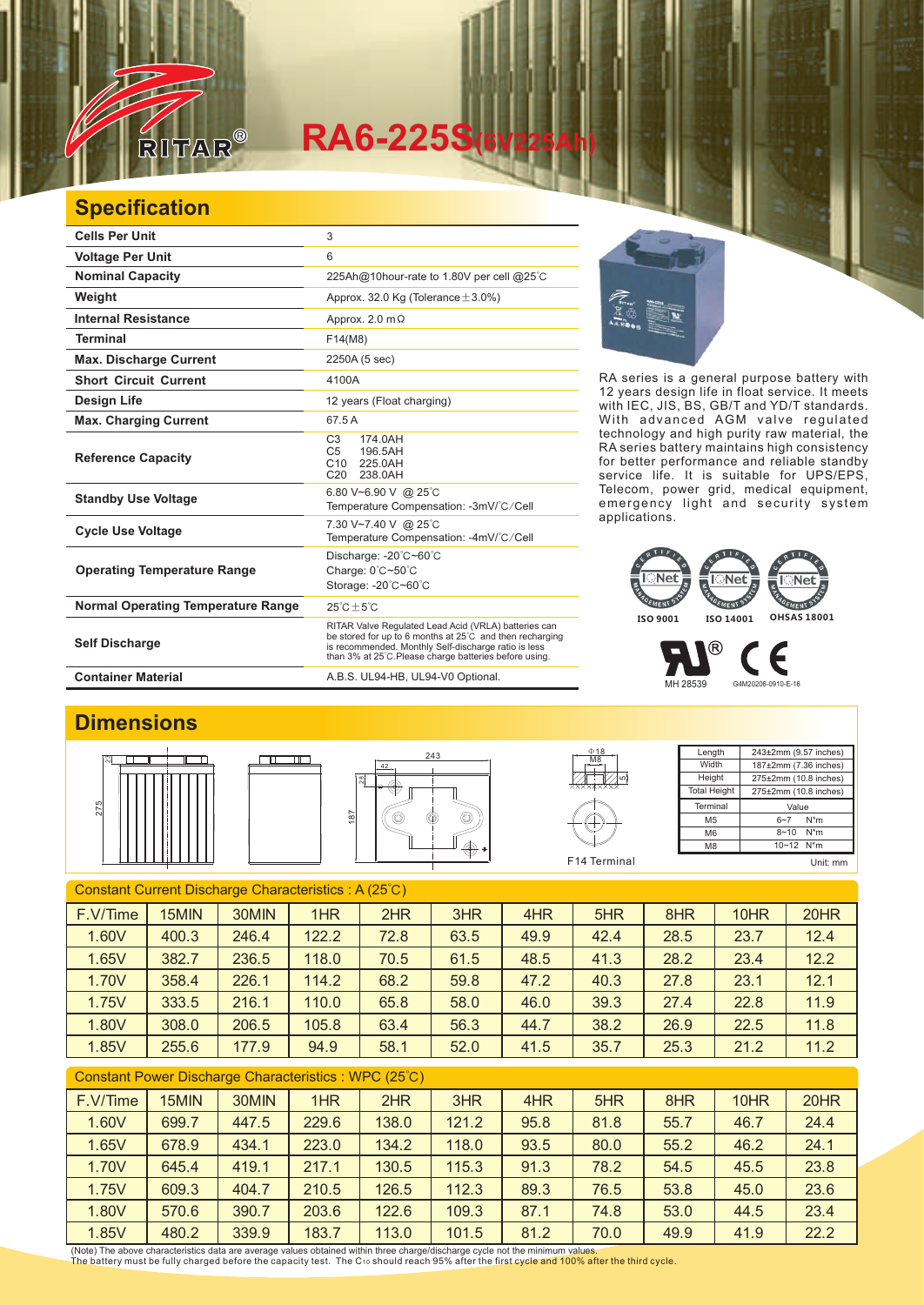# RA6-225S(6V225Ah)

## Specification

| | |
|---|---|
| **Cells Per Unit** | 3 |
| **Voltage Per Unit** | 6 |
| **Nominal Capacity** | 225Ah@10hour-rate to 1.80V per cell @25℃ |
| **Weight** | Approx. 32.0 Kg (Tolerance±3.0%) |
| **Internal Resistance** | Approx. 2.0 mΩ |
| **Terminal** | F14(M8) |
| **Max. Discharge Current** | 2250A (5 sec) |
| **Short Circuit Current** | 4100A |
| **Design Life** | 12 years (Float charging) |
| **Max. Charging Current** | 67.5 A |
| **Reference Capacity** | C3 174.0AH<br>C5 196.5AH<br>C10 225.0AH<br>C20 238.0AH |
| **Standby Use Voltage** | 6.80 V~6.90 V @ 25℃<br>Temperature Compensation: -3mV/℃/Cell |
| **Cycle Use Voltage** | 7.30 V~7.40 V @ 25℃<br>Temperature Compensation: -4mV/℃/Cell |
| **Operating Temperature Range** | Discharge: -20℃~60℃<br>Charge: 0℃~50℃<br>Storage: -20℃~60℃ |
| **Normal Operating Temperature Range** | 25℃±5℃ |
| **Self Discharge** | RITAR Valve Regulated Lead Acid (VRLA) batteries can be stored for up to 6 months at 25℃ and then recharging is recommended. Monthly Self-discharge ratio is less than 3% at 25℃.Please charge batteries before using. |
| **Container Material** | A.B.S. UL94-HB, UL94-V0 Optional. |

RA series is a general purpose battery with 12 years design life in float service. It meets with IEC, JIS, BS, GB/T and YD/T standards. With advanced AGM valve regulated technology and high purity raw material, the RA series battery maintains high consistency for better performance and reliable standby service life. It is suitable for UPS/EPS, Telecom, power grid, medical equipment, emergency light and security system applications.

ISO 9001 ISO 14001 OHSAS 18001

MH 28539 G4M20206-0910-E-16

## Dimensions

| Length | 243±2mm (9.57 inches) |
|---|---|
| Width | 187±2mm (7.36 inches) |
| Height | 275±2mm (10.8 inches) |
| Total Height | 275±2mm (10.8 inches) |

| Terminal | Value |
|---|---|
| M5 | 6~7 N*m |
| M6 | 8~10 N*m |
| M8 | 10~12 N*m |

F14 Terminal

Unit: mm

### Constant Current Discharge Characteristics : A (25℃)

| F.V/Time | 15MIN | 30MIN | 1HR | 2HR | 3HR | 4HR | 5HR | 8HR | 10HR | 20HR |
|---|---|---|---|---|---|---|---|---|---|---|
| 1.60V | 400.3 | 246.4 | 122.2 | 72.8 | 63.5 | 49.9 | 42.4 | 28.5 | 23.7 | 12.4 |
| 1.65V | 382.7 | 236.5 | 118.0 | 70.5 | 61.5 | 48.5 | 41.3 | 28.2 | 23.4 | 12.2 |
| 1.70V | 358.4 | 226.1 | 114.2 | 68.2 | 59.8 | 47.2 | 40.3 | 27.8 | 23.1 | 12.1 |
| 1.75V | 333.5 | 216.1 | 110.0 | 65.8 | 58.0 | 46.0 | 39.3 | 27.4 | 22.8 | 11.9 |
| 1.80V | 308.0 | 206.5 | 105.8 | 63.4 | 56.3 | 44.7 | 38.2 | 26.9 | 22.5 | 11.8 |
| 1.85V | 255.6 | 177.9 | 94.9 | 58.1 | 52.0 | 41.5 | 35.7 | 25.3 | 21.2 | 11.2 |

### Constant Power Discharge Characteristics : WPC (25℃)

| F.V/Time | 15MIN | 30MIN | 1HR | 2HR | 3HR | 4HR | 5HR | 8HR | 10HR | 20HR |
|---|---|---|---|---|---|---|---|---|---|---|
| 1.60V | 699.7 | 447.5 | 229.6 | 138.0 | 121.2 | 95.8 | 81.8 | 55.7 | 46.7 | 24.4 |
| 1.65V | 678.9 | 434.1 | 223.0 | 134.2 | 118.0 | 93.5 | 80.0 | 55.2 | 46.2 | 24.1 |
| 1.70V | 645.4 | 419.1 | 217.1 | 130.5 | 115.3 | 91.3 | 78.2 | 54.5 | 45.5 | 23.8 |
| 1.75V | 609.3 | 404.7 | 210.5 | 126.5 | 112.3 | 89.3 | 76.5 | 53.8 | 45.0 | 23.6 |
| 1.80V | 570.6 | 390.7 | 203.6 | 122.6 | 109.3 | 87.1 | 74.8 | 53.0 | 44.5 | 23.4 |
| 1.85V | 480.2 | 339.9 | 183.7 | 113.0 | 101.5 | 81.2 | 70.0 | 49.9 | 41.9 | 22.2 |

(Note) The above characteristics data are average values obtained within three charge/discharge cycle not the minimum values.
The battery must be fully charged before the capacity test. The $C_{10}$ should reach 95% after the first cycle and 100% after the third cycle.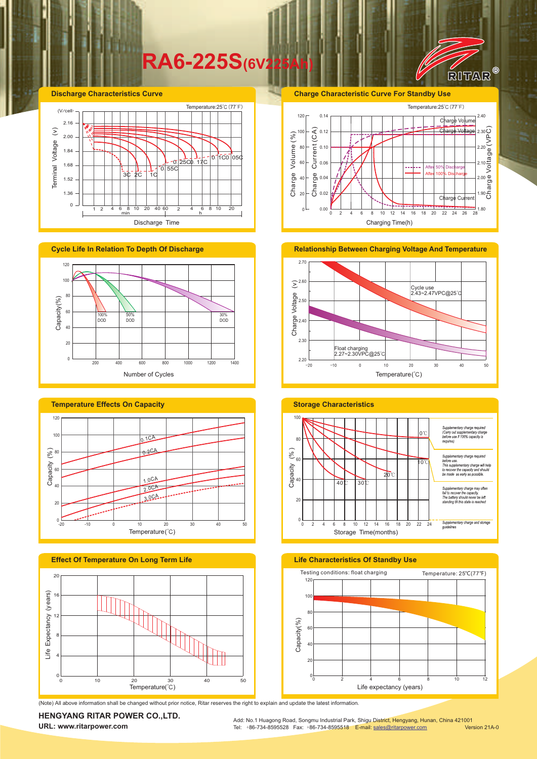# RA6-225S(6V225Ah)

RITAR®

## Discharge Characteristics Curve

Temperature:25℃ (77℉)

(V/cell)

Terminal Voltage (v)

2.16
2.00
1.84
1.68
1.52
1.36
0

3C 2C 1C 0.55C 0.25C 0.17C 0.1C 0.05C

1 2 4 6 8 10 20 40 60 2 4 6 8 10 20

min h

Discharge Time

## Charge Characteristic Curve For Standby Use

Temperature:25℃ (77℉)

Charge Volume (%)
Charge Current (CA)
Charge Voltage (VPC)

120 100 80 60 40 20 0

0.14 0.12 0.10 0.06 0.04 0.02 0.00

2.40 2.30 2.20 2.10 2.00 1.90 1.80

Charge Volume
Charge Voltage
After 50% Discharge
After 100% Discharge
Charge Current

0 2 4 6 8 10 12 14 16 18 20 22 24 26 28

Charging Time(h)

## Cycle Life In Relation To Depth Of Discharge

Capacity(%)

120 100 80 60 40 20 0

100% DOD
50% DOD
30% DOD

200 400 600 800 1000 1200 1400

Number of Cycles

## Relationship Between Charging Voltage And Temperature

Charge Voltage (v)

2.70 2.60 2.50 2.40 2.30 2.20

Cycle use
2.43~2.47VPC@25℃

Float charging
2.27~2.30VPC@25℃

−20 −10 0 10 20 30 40 50

Temperature(℃)

## Temperature Effects On Capacity

Capacity (%)

120 100 80 60 40 20 0

0.1CA
0.2CA
1.0CA
2.0CA
3.0CA

-20 -10 0 10 20 30 40 50

Temperature(℃)

## Storage Characteristics

Capacity (%)

100 80 60 40 20 0

0℃ 10℃ 20℃ 30℃ 40℃

0 2 4 6 8 10 12 14 16 18 20 22 24

Storage Time(months)

*Supplementary charge required (Carry out supplementary charge before use if 100% capacity is requires)*

*Supplementary charge required before use. This supplementary charge will help to recover the capacity and should be made as early as possible.*

*Supplementary charge may often fail to recover the capacity. The battery should never be left standing till this state is reached*

*Supplementary charge and storage guidelines*

## Effect Of Temperature On Long Term Life

Life Expectancy (years)

20 16 12 8 4 0

0 10 20 30 40 50

Temperature(℃)

## Life Characteristics Of Standby Use

Testing conditions: float charging

Temperature: 25℃(77℉)

Capacity(%)

120 100 80 60 40 20 0

0 2 4 6 8 10 12

Life expectancy (years)

(Note) All above information shall be changed without prior notice, Ritar reserves the right to explain and update the latest information.

**HENGYANG RITAR POWER CO.,LTD.**
**URL: www.ritarpower.com**

Add: No.1 Huagong Road, Songmu Industrial Park, Shigu District, Hengyang, Hunan, China 421001
Tel: +86-734-8595528 Fax: +86-734-8595518 E-mail: sales@ritarpower.com

Version 21A-0